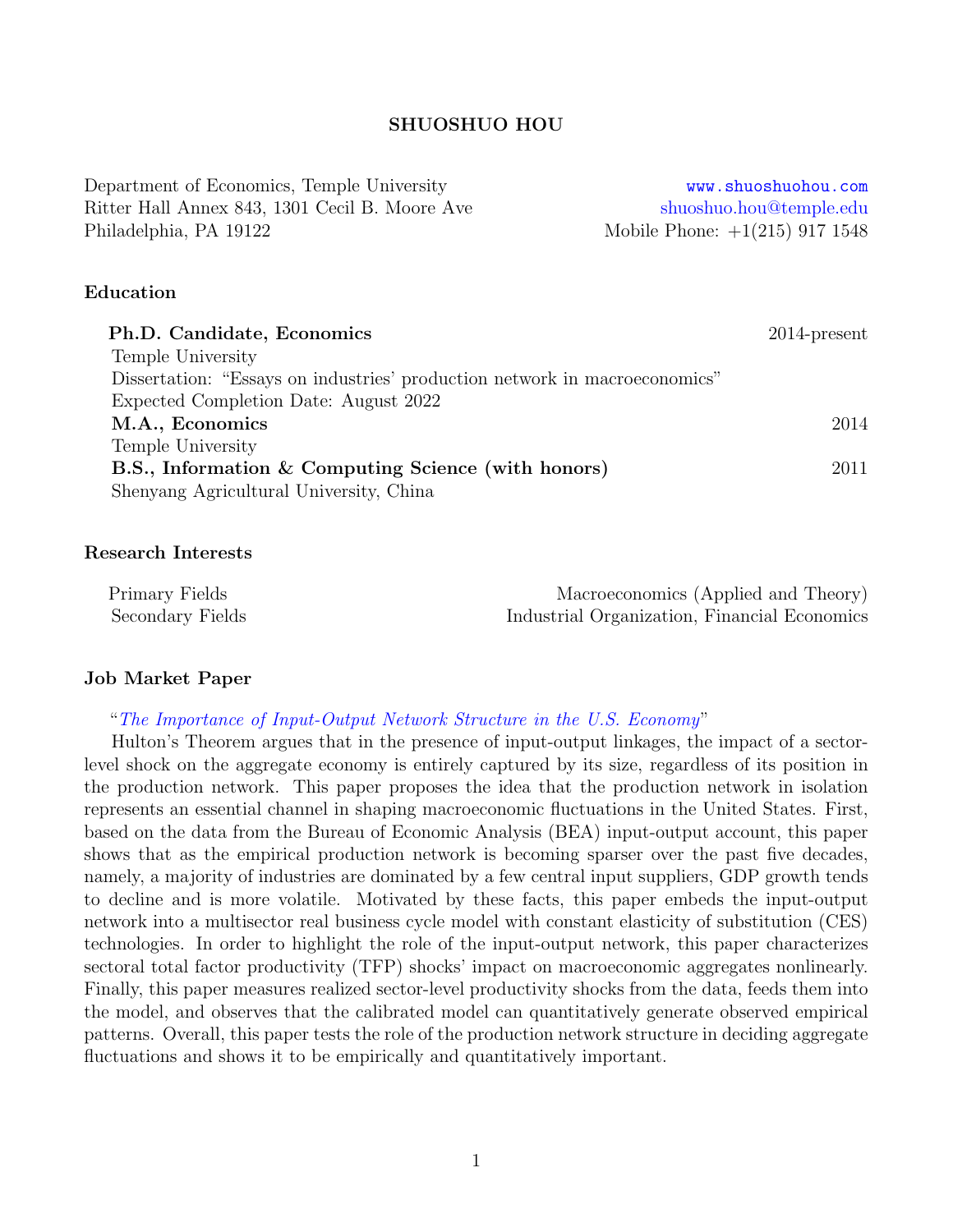# SHUOSHUO HOU

Department of Economics, Temple University
Ritter Hall Annex 843, 1301 Cecil B. Moore Ave
Philadelphia, PA 19122

www.shuoshuohou.com
shuoshuo.hou@temple.edu
Mobile Phone: +1(215) 917 1548

## Education

**Ph.D. Candidate, Economics** — 2014-present
Temple University
Dissertation: "Essays on industries' production network in macroeconomics"
Expected Completion Date: August 2022

**M.A., Economics** — 2014
Temple University

**B.S., Information & Computing Science (with honors)** — 2011
Shenyang Agricultural University, China

## Research Interests

| | |
|---|---|
| Primary Fields | Macroeconomics (Applied and Theory) |
| Secondary Fields | Industrial Organization, Financial Economics |

## Job Market Paper

"*The Importance of Input-Output Network Structure in the U.S. Economy*"

Hulton's Theorem argues that in the presence of input-output linkages, the impact of a sector-level shock on the aggregate economy is entirely captured by its size, regardless of its position in the production network. This paper proposes the idea that the production network in isolation represents an essential channel in shaping macroeconomic fluctuations in the United States. First, based on the data from the Bureau of Economic Analysis (BEA) input-output account, this paper shows that as the empirical production network is becoming sparser over the past five decades, namely, a majority of industries are dominated by a few central input suppliers, GDP growth tends to decline and is more volatile. Motivated by these facts, this paper embeds the input-output network into a multisector real business cycle model with constant elasticity of substitution (CES) technologies. In order to highlight the role of the input-output network, this paper characterizes sectoral total factor productivity (TFP) shocks' impact on macroeconomic aggregates nonlinearly. Finally, this paper measures realized sector-level productivity shocks from the data, feeds them into the model, and observes that the calibrated model can quantitatively generate observed empirical patterns. Overall, this paper tests the role of the production network structure in deciding aggregate fluctuations and shows it to be empirically and quantitatively important.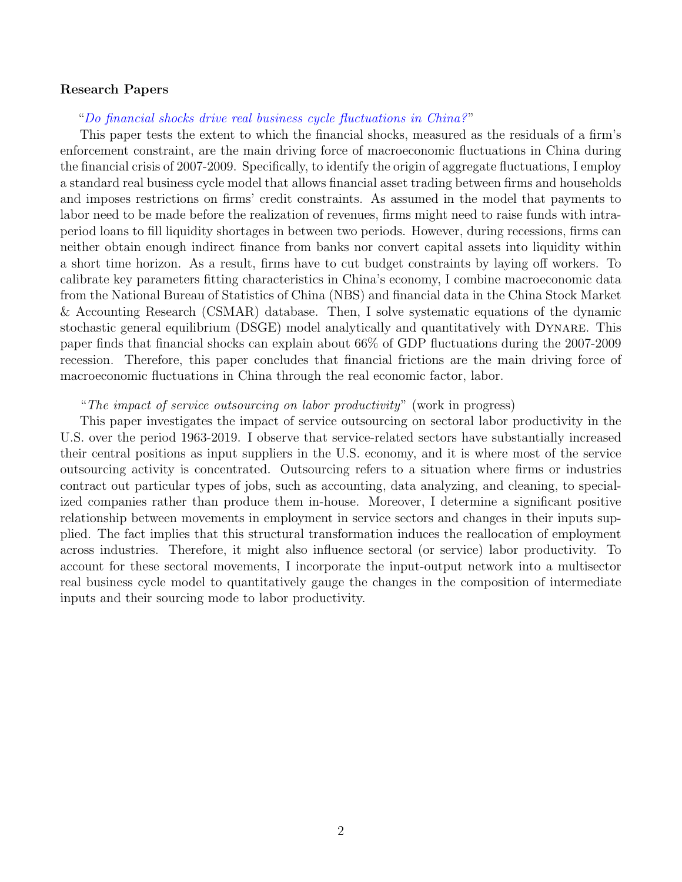**Research Papers**

"*Do financial shocks drive real business cycle fluctuations in China?*"

This paper tests the extent to which the financial shocks, measured as the residuals of a firm's enforcement constraint, are the main driving force of macroeconomic fluctuations in China during the financial crisis of 2007-2009. Specifically, to identify the origin of aggregate fluctuations, I employ a standard real business cycle model that allows financial asset trading between firms and households and imposes restrictions on firms' credit constraints. As assumed in the model that payments to labor need to be made before the realization of revenues, firms might need to raise funds with intra-period loans to fill liquidity shortages in between two periods. However, during recessions, firms can neither obtain enough indirect finance from banks nor convert capital assets into liquidity within a short time horizon. As a result, firms have to cut budget constraints by laying off workers. To calibrate key parameters fitting characteristics in China's economy, I combine macroeconomic data from the National Bureau of Statistics of China (NBS) and financial data in the China Stock Market & Accounting Research (CSMAR) database. Then, I solve systematic equations of the dynamic stochastic general equilibrium (DSGE) model analytically and quantitatively with DYNARE. This paper finds that financial shocks can explain about 66% of GDP fluctuations during the 2007-2009 recession. Therefore, this paper concludes that financial frictions are the main driving force of macroeconomic fluctuations in China through the real economic factor, labor.

"*The impact of service outsourcing on labor productivity*" (work in progress)

This paper investigates the impact of service outsourcing on sectoral labor productivity in the U.S. over the period 1963-2019. I observe that service-related sectors have substantially increased their central positions as input suppliers in the U.S. economy, and it is where most of the service outsourcing activity is concentrated. Outsourcing refers to a situation where firms or industries contract out particular types of jobs, such as accounting, data analyzing, and cleaning, to specialized companies rather than produce them in-house. Moreover, I determine a significant positive relationship between movements in employment in service sectors and changes in their inputs supplied. The fact implies that this structural transformation induces the reallocation of employment across industries. Therefore, it might also influence sectoral (or service) labor productivity. To account for these sectoral movements, I incorporate the input-output network into a multisector real business cycle model to quantitatively gauge the changes in the composition of intermediate inputs and their sourcing mode to labor productivity.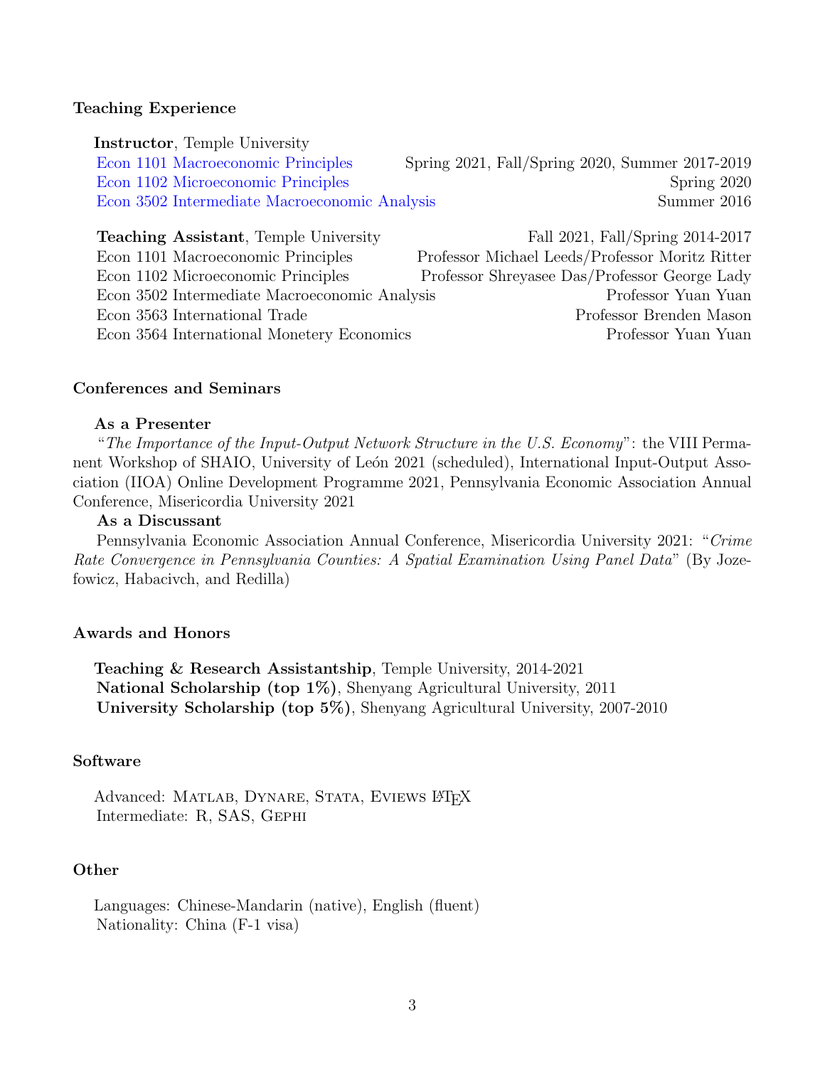## Teaching Experience

**Instructor**, Temple University

| | |
|---|---|
| Econ 1101 Macroeconomic Principles | Spring 2021, Fall/Spring 2020, Summer 2017-2019 |
| Econ 1102 Microeconomic Principles | Spring 2020 |
| Econ 3502 Intermediate Macroeconomic Analysis | Summer 2016 |

**Teaching Assistant**, Temple University — Fall 2021, Fall/Spring 2014-2017

| | |
|---|---|
| Econ 1101 Macroeconomic Principles | Professor Michael Leeds/Professor Moritz Ritter |
| Econ 1102 Microeconomic Principles | Professor Shreyasee Das/Professor George Lady |
| Econ 3502 Intermediate Macroeconomic Analysis | Professor Yuan Yuan |
| Econ 3563 International Trade | Professor Brenden Mason |
| Econ 3564 International Monetery Economics | Professor Yuan Yuan |

## Conferences and Seminars

**As a Presenter**

"*The Importance of the Input-Output Network Structure in the U.S. Economy*": the VIII Permanent Workshop of SHAIO, University of León 2021 (scheduled), International Input-Output Association (IIOA) Online Development Programme 2021, Pennsylvania Economic Association Annual Conference, Misericordia University 2021

**As a Discussant**

Pennsylvania Economic Association Annual Conference, Misericordia University 2021: "*Crime Rate Convergence in Pennsylvania Counties: A Spatial Examination Using Panel Data*" (By Jozefowicz, Habacivch, and Redilla)

## Awards and Honors

**Teaching & Research Assistantship**, Temple University, 2014-2021
**National Scholarship (top 1%)**, Shenyang Agricultural University, 2011
**University Scholarship (top 5%)**, Shenyang Agricultural University, 2007-2010

## Software

Advanced: Matlab, Dynare, Stata, Eviews LaTeX
Intermediate: R, SAS, Gephi

## Other

Languages: Chinese-Mandarin (native), English (fluent)
Nationality: China (F-1 visa)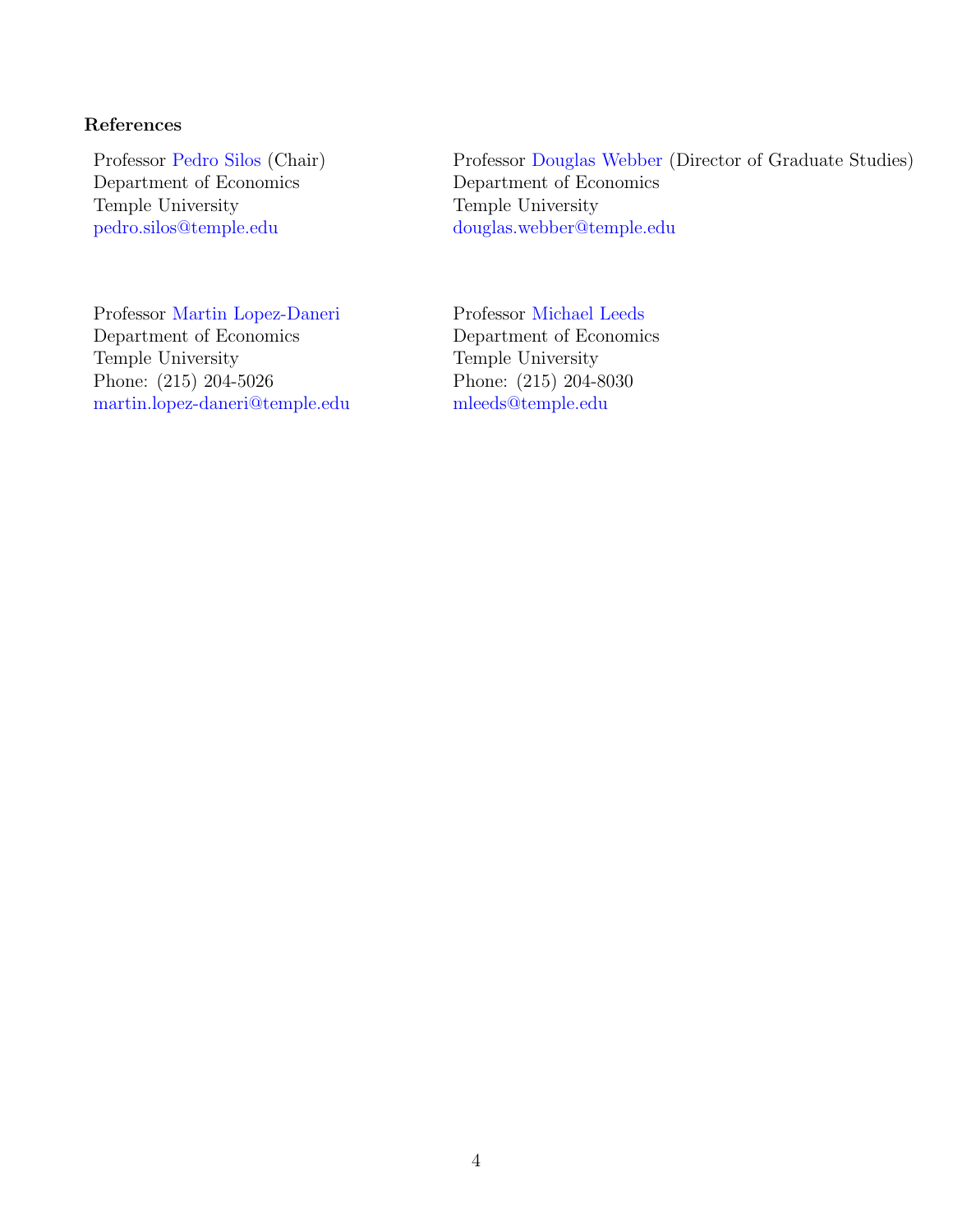### References

Professor Pedro Silos (Chair)
Department of Economics
Temple University
pedro.silos@temple.edu

Professor Douglas Webber (Director of Graduate Studies)
Department of Economics
Temple University
douglas.webber@temple.edu

Professor Martin Lopez-Daneri
Department of Economics
Temple University
Phone: (215) 204-5026
martin.lopez-daneri@temple.edu

Professor Michael Leeds
Department of Economics
Temple University
Phone: (215) 204-8030
mleeds@temple.edu